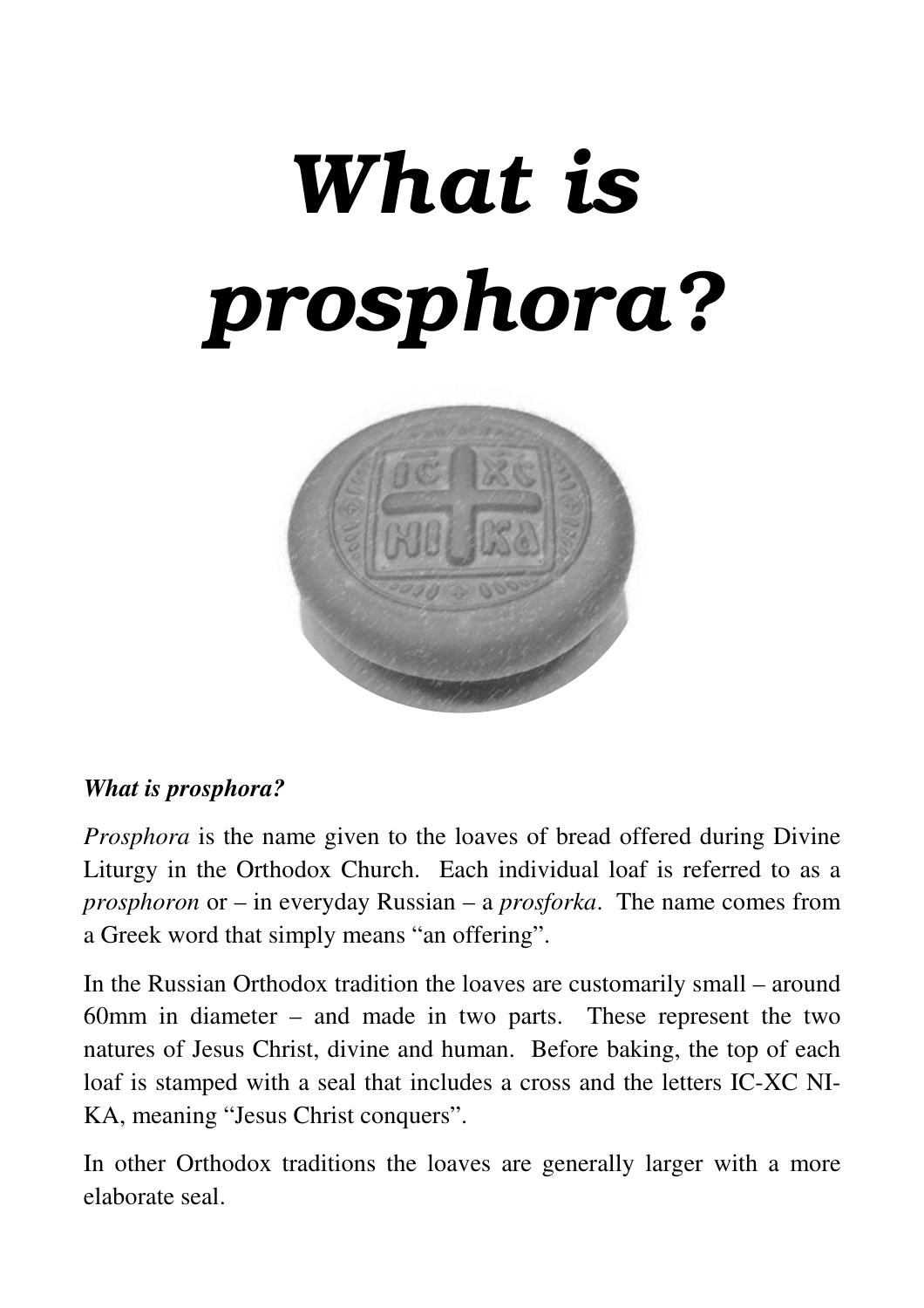# *What is prosphora?*

***What is prosphora?***

*Prosphora* is the name given to the loaves of bread offered during Divine Liturgy in the Orthodox Church. Each individual loaf is referred to as a *prosphoron* or – in everyday Russian – a *prosforka*. The name comes from a Greek word that simply means "an offering".

In the Russian Orthodox tradition the loaves are customarily small – around 60mm in diameter – and made in two parts. These represent the two natures of Jesus Christ, divine and human. Before baking, the top of each loaf is stamped with a seal that includes a cross and the letters IC-XC NI-KA, meaning "Jesus Christ conquers".

In other Orthodox traditions the loaves are generally larger with a more elaborate seal.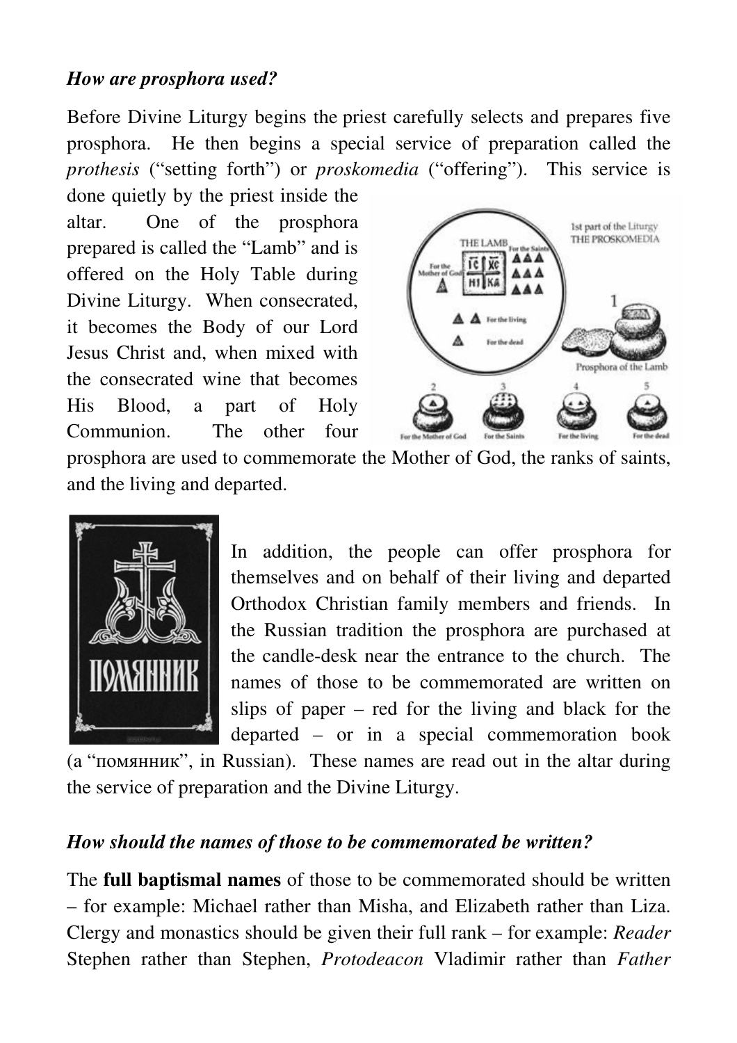*How are prosphora used?*

Before Divine Liturgy begins the priest carefully selects and prepares five prosphora. He then begins a special service of preparation called the *prothesis* ("setting forth") or *proskomedia* ("offering"). This service is done quietly by the priest inside the altar. One of the prosphora prepared is called the "Lamb" and is offered on the Holy Table during Divine Liturgy. When consecrated, it becomes the Body of our Lord Jesus Christ and, when mixed with the consecrated wine that becomes His Blood, a part of Holy Communion. The other four prosphora are used to commemorate the Mother of God, the ranks of saints, and the living and departed.

In addition, the people can offer prosphora for themselves and on behalf of their living and departed Orthodox Christian family members and friends. In the Russian tradition the prosphora are purchased at the candle-desk near the entrance to the church. The names of those to be commemorated are written on slips of paper – red for the living and black for the departed – or in a special commemoration book (a "помянник", in Russian). These names are read out in the altar during the service of preparation and the Divine Liturgy.

*How should the names of those to be commemorated be written?*

The **full baptismal names** of those to be commemorated should be written – for example: Michael rather than Misha, and Elizabeth rather than Liza. Clergy and monastics should be given their full rank – for example: *Reader* Stephen rather than Stephen, *Protodeacon* Vladimir rather than *Father*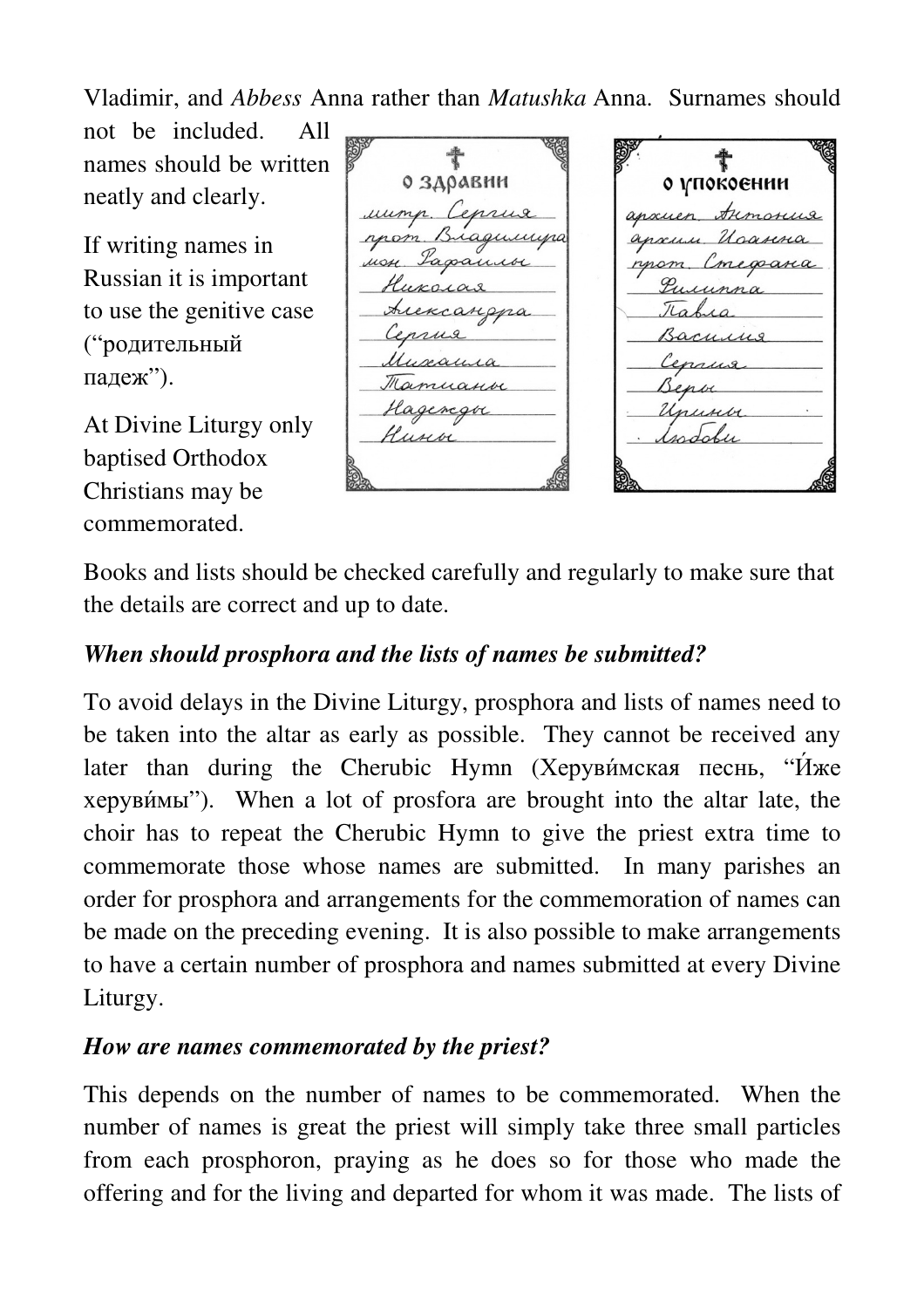Vladimir, and *Abbess* Anna rather than *Matushka* Anna. Surnames should not be included. All names should be written neatly and clearly.

If writing names in Russian it is important to use the genitive case ("родительный падеж").

At Divine Liturgy only baptised Orthodox Christians may be commemorated.

| О ЗДРАВИИ | О УПОКОЕНИИ |
| --- | --- |
| митр. Сергия | архиеп. Антония |
| прот. Владимира | архим. Иоанна |
| мон. Рафаилы | прот. Стефана |
| Николая | Филиппа |
| Александра | Павла |
| Сергия | Василия |
| Михаила | Сергия |
| Татианы | Веры |
| Надежды | Ирины |
| Нины | Любови |

Books and lists should be checked carefully and regularly to make sure that the details are correct and up to date.

### *When should prosphora and the lists of names be submitted?*

To avoid delays in the Divine Liturgy, prosphora and lists of names need to be taken into the altar as early as possible. They cannot be received any later than during the Cherubic Hymn (Херуви́мская песнь, "И́же херуви́мы"). When a lot of prosfora are brought into the altar late, the choir has to repeat the Cherubic Hymn to give the priest extra time to commemorate those whose names are submitted. In many parishes an order for prosphora and arrangements for the commemoration of names can be made on the preceding evening. It is also possible to make arrangements to have a certain number of prosphora and names submitted at every Divine Liturgy.

### *How are names commemorated by the priest?*

This depends on the number of names to be commemorated. When the number of names is great the priest will simply take three small particles from each prosphoron, praying as he does so for those who made the offering and for the living and departed for whom it was made. The lists of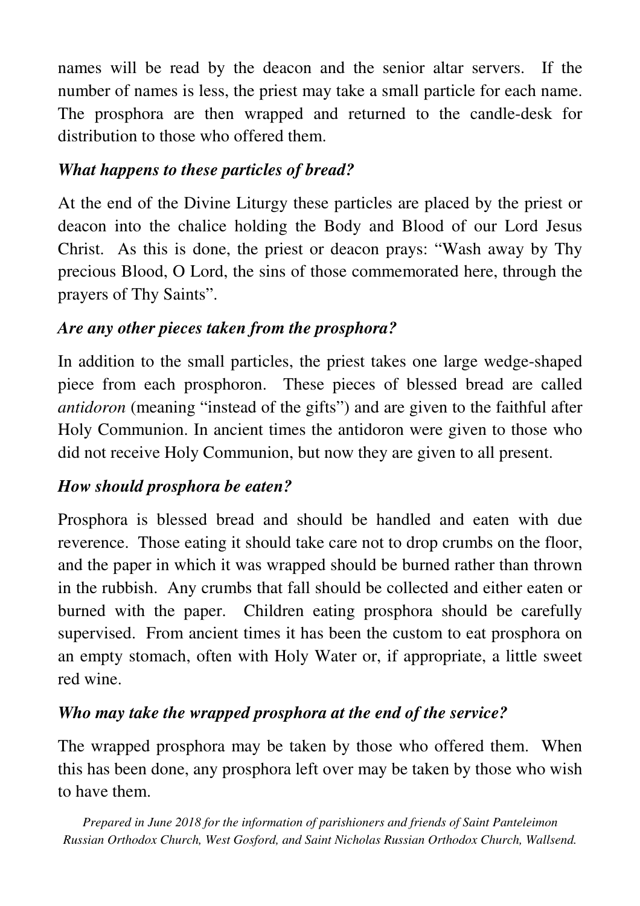names will be read by the deacon and the senior altar servers. If the number of names is less, the priest may take a small particle for each name. The prosphora are then wrapped and returned to the candle-desk for distribution to those who offered them.

### *What happens to these particles of bread?*

At the end of the Divine Liturgy these particles are placed by the priest or deacon into the chalice holding the Body and Blood of our Lord Jesus Christ. As this is done, the priest or deacon prays: "Wash away by Thy precious Blood, O Lord, the sins of those commemorated here, through the prayers of Thy Saints".

### *Are any other pieces taken from the prosphora?*

In addition to the small particles, the priest takes one large wedge-shaped piece from each prosphoron. These pieces of blessed bread are called *antidoron* (meaning "instead of the gifts") and are given to the faithful after Holy Communion. In ancient times the antidoron were given to those who did not receive Holy Communion, but now they are given to all present.

### *How should prosphora be eaten?*

Prosphora is blessed bread and should be handled and eaten with due reverence. Those eating it should take care not to drop crumbs on the floor, and the paper in which it was wrapped should be burned rather than thrown in the rubbish. Any crumbs that fall should be collected and either eaten or burned with the paper. Children eating prosphora should be carefully supervised. From ancient times it has been the custom to eat prosphora on an empty stomach, often with Holy Water or, if appropriate, a little sweet red wine.

### *Who may take the wrapped prosphora at the end of the service?*

The wrapped prosphora may be taken by those who offered them. When this has been done, any prosphora left over may be taken by those who wish to have them.

*Prepared in June 2018 for the information of parishioners and friends of Saint Panteleimon Russian Orthodox Church, West Gosford, and Saint Nicholas Russian Orthodox Church, Wallsend.*